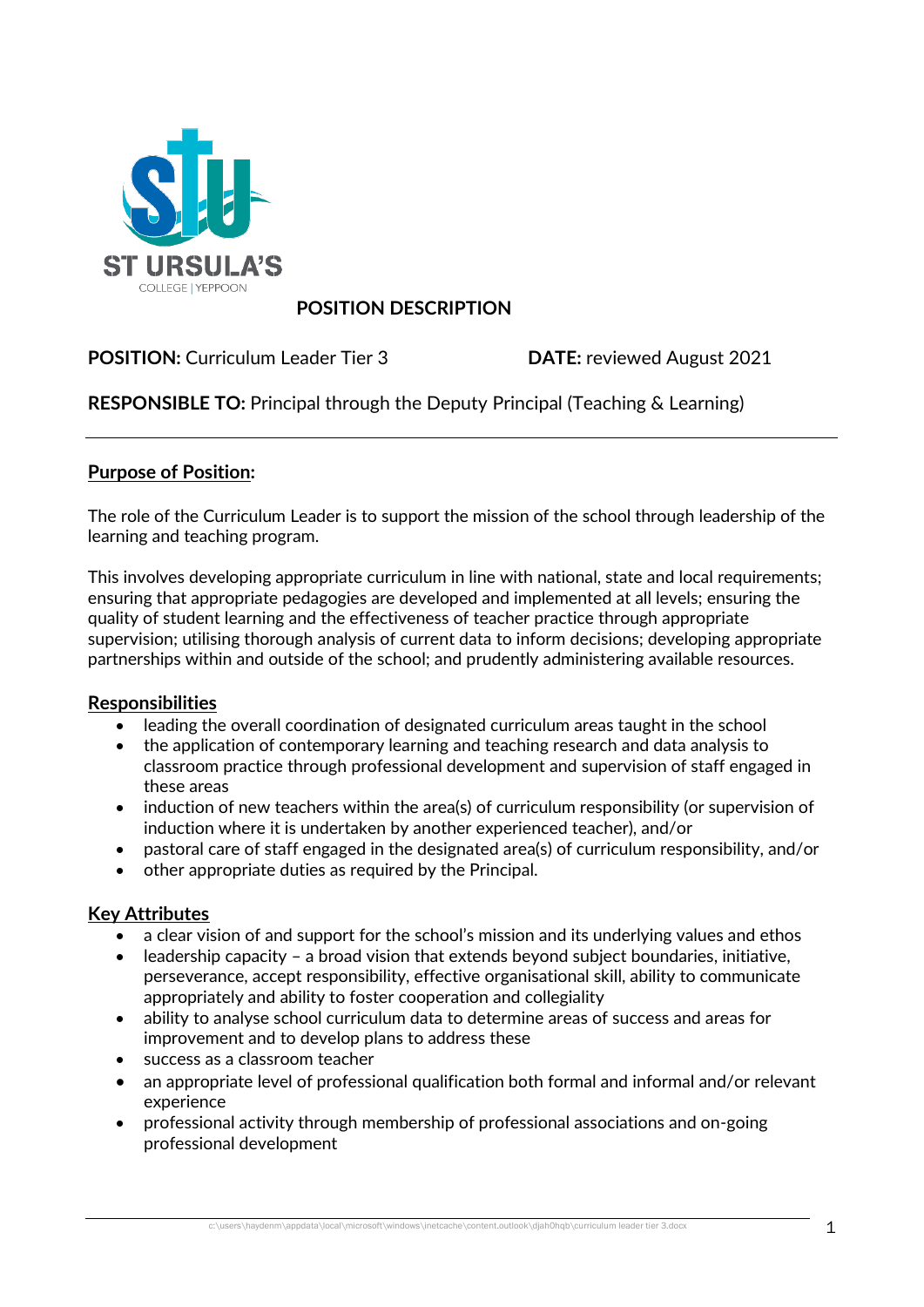ST URSULA'S
COLLEGE | YEPPOON

# POSITION DESCRIPTION

**POSITION:** Curriculum Leader Tier 3 **DATE:** reviewed August 2021

**RESPONSIBLE TO:** Principal through the Deputy Principal (Teaching & Learning)

---

## Purpose of Position:

The role of the Curriculum Leader is to support the mission of the school through leadership of the learning and teaching program.

This involves developing appropriate curriculum in line with national, state and local requirements; ensuring that appropriate pedagogies are developed and implemented at all levels; ensuring the quality of student learning and the effectiveness of teacher practice through appropriate supervision; utilising thorough analysis of current data to inform decisions; developing appropriate partnerships within and outside of the school; and prudently administering available resources.

## Responsibilities

- leading the overall coordination of designated curriculum areas taught in the school
- the application of contemporary learning and teaching research and data analysis to classroom practice through professional development and supervision of staff engaged in these areas
- induction of new teachers within the area(s) of curriculum responsibility (or supervision of induction where it is undertaken by another experienced teacher), and/or
- pastoral care of staff engaged in the designated area(s) of curriculum responsibility, and/or
- other appropriate duties as required by the Principal.

## Key Attributes

- a clear vision of and support for the school's mission and its underlying values and ethos
- leadership capacity – a broad vision that extends beyond subject boundaries, initiative, perseverance, accept responsibility, effective organisational skill, ability to communicate appropriately and ability to foster cooperation and collegiality
- ability to analyse school curriculum data to determine areas of success and areas for improvement and to develop plans to address these
- success as a classroom teacher
- an appropriate level of professional qualification both formal and informal and/or relevant experience
- professional activity through membership of professional associations and on-going professional development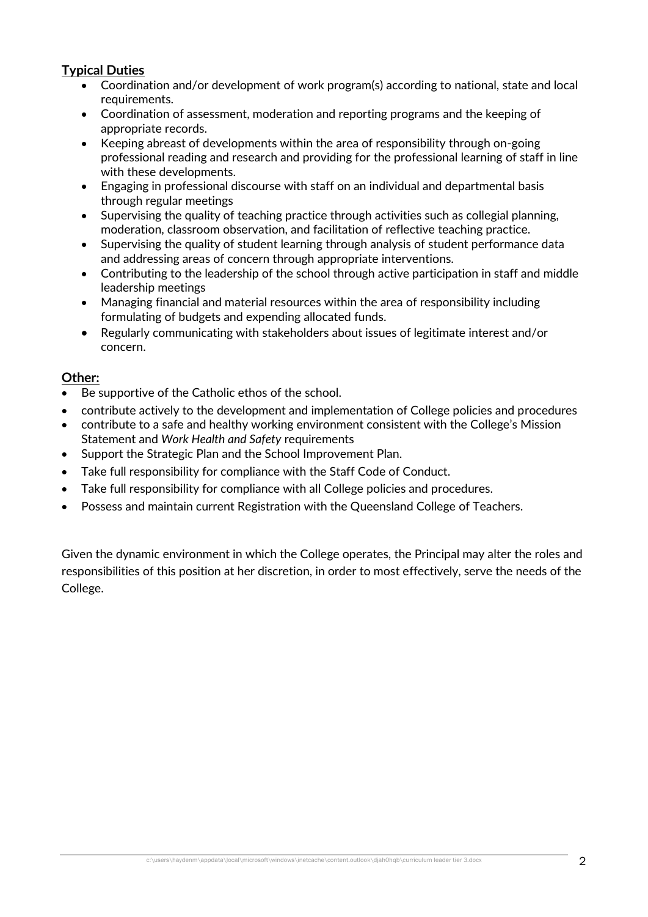**Typical Duties**

- Coordination and/or development of work program(s) according to national, state and local requirements.
- Coordination of assessment, moderation and reporting programs and the keeping of appropriate records.
- Keeping abreast of developments within the area of responsibility through on-going professional reading and research and providing for the professional learning of staff in line with these developments.
- Engaging in professional discourse with staff on an individual and departmental basis through regular meetings
- Supervising the quality of teaching practice through activities such as collegial planning, moderation, classroom observation, and facilitation of reflective teaching practice.
- Supervising the quality of student learning through analysis of student performance data and addressing areas of concern through appropriate interventions.
- Contributing to the leadership of the school through active participation in staff and middle leadership meetings
- Managing financial and material resources within the area of responsibility including formulating of budgets and expending allocated funds.
- Regularly communicating with stakeholders about issues of legitimate interest and/or concern.

**Other:**

- Be supportive of the Catholic ethos of the school.
- contribute actively to the development and implementation of College policies and procedures
- contribute to a safe and healthy working environment consistent with the College's Mission Statement and *Work Health and Safety* requirements
- Support the Strategic Plan and the School Improvement Plan.
- Take full responsibility for compliance with the Staff Code of Conduct.
- Take full responsibility for compliance with all College policies and procedures.
- Possess and maintain current Registration with the Queensland College of Teachers.

Given the dynamic environment in which the College operates, the Principal may alter the roles and responsibilities of this position at her discretion, in order to most effectively, serve the needs of the College.